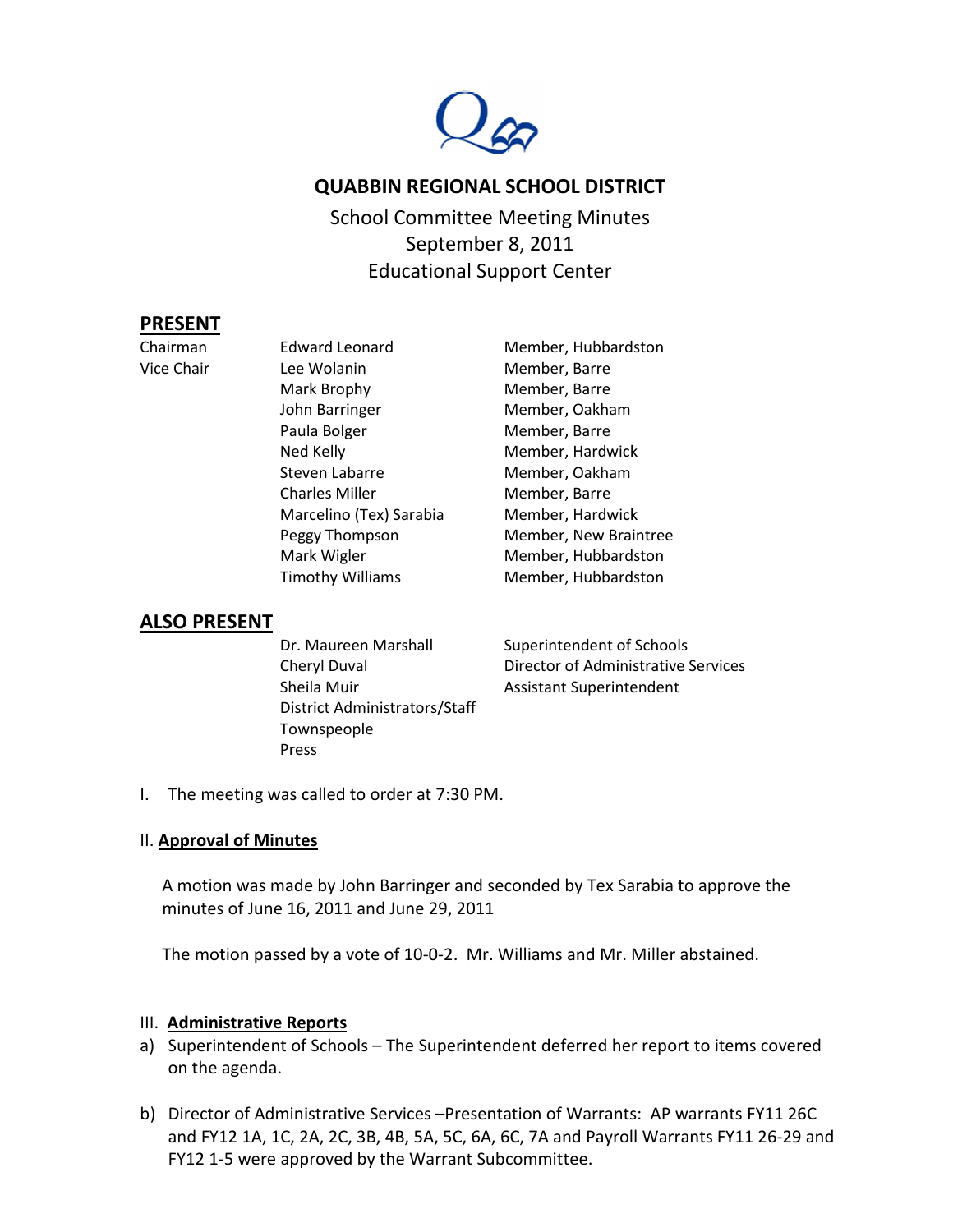# QUABBIN REGIONAL SCHOOL DISTRICT

School Committee Meeting Minutes
September 8, 2011
Educational Support Center

## PRESENT

| | | |
|---|---|---|
| Chairman | Edward Leonard | Member, Hubbardston |
| Vice Chair | Lee Wolanin | Member, Barre |
| | Mark Brophy | Member, Barre |
| | John Barringer | Member, Oakham |
| | Paula Bolger | Member, Barre |
| | Ned Kelly | Member, Hardwick |
| | Steven Labarre | Member, Oakham |
| | Charles Miller | Member, Barre |
| | Marcelino (Tex) Sarabia | Member, Hardwick |
| | Peggy Thompson | Member, New Braintree |
| | Mark Wigler | Member, Hubbardston |
| | Timothy Williams | Member, Hubbardston |

## ALSO PRESENT

| | |
|---|---|
| Dr. Maureen Marshall | Superintendent of Schools |
| Cheryl Duval | Director of Administrative Services |
| Sheila Muir | Assistant Superintendent |
| District Administrators/Staff | |
| Townspeople | |
| Press | |

I. The meeting was called to order at 7:30 PM.

II. **Approval of Minutes**

A motion was made by John Barringer and seconded by Tex Sarabia to approve the minutes of June 16, 2011 and June 29, 2011

The motion passed by a vote of 10-0-2. Mr. Williams and Mr. Miller abstained.

III. **Administrative Reports**

a) Superintendent of Schools – The Superintendent deferred her report to items covered on the agenda.

b) Director of Administrative Services –Presentation of Warrants: AP warrants FY11 26C and FY12 1A, 1C, 2A, 2C, 3B, 4B, 5A, 5C, 6A, 6C, 7A and Payroll Warrants FY11 26-29 and FY12 1-5 were approved by the Warrant Subcommittee.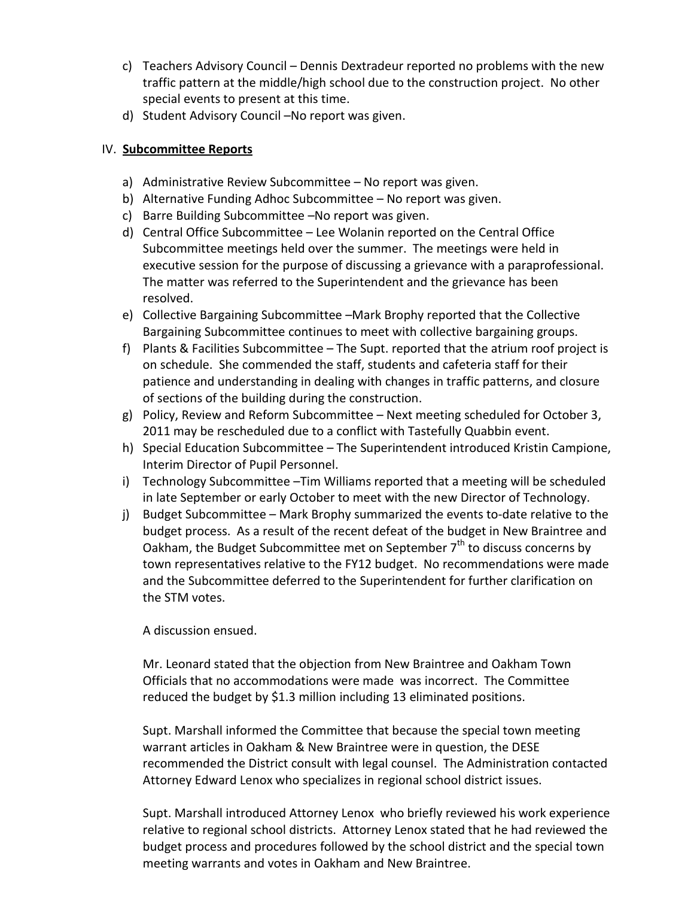c) Teachers Advisory Council – Dennis Dextradeur reported no problems with the new traffic pattern at the middle/high school due to the construction project. No other special events to present at this time.

d) Student Advisory Council –No report was given.

IV. **Subcommittee Reports**

a) Administrative Review Subcommittee – No report was given.

b) Alternative Funding Adhoc Subcommittee – No report was given.

c) Barre Building Subcommittee –No report was given.

d) Central Office Subcommittee – Lee Wolanin reported on the Central Office Subcommittee meetings held over the summer. The meetings were held in executive session for the purpose of discussing a grievance with a paraprofessional. The matter was referred to the Superintendent and the grievance has been resolved.

e) Collective Bargaining Subcommittee –Mark Brophy reported that the Collective Bargaining Subcommittee continues to meet with collective bargaining groups.

f) Plants & Facilities Subcommittee – The Supt. reported that the atrium roof project is on schedule. She commended the staff, students and cafeteria staff for their patience and understanding in dealing with changes in traffic patterns, and closure of sections of the building during the construction.

g) Policy, Review and Reform Subcommittee – Next meeting scheduled for October 3, 2011 may be rescheduled due to a conflict with Tastefully Quabbin event.

h) Special Education Subcommittee – The Superintendent introduced Kristin Campione, Interim Director of Pupil Personnel.

i) Technology Subcommittee –Tim Williams reported that a meeting will be scheduled in late September or early October to meet with the new Director of Technology.

j) Budget Subcommittee – Mark Brophy summarized the events to-date relative to the budget process. As a result of the recent defeat of the budget in New Braintree and Oakham, the Budget Subcommittee met on September 7th to discuss concerns by town representatives relative to the FY12 budget. No recommendations were made and the Subcommittee deferred to the Superintendent for further clarification on the STM votes.

   A discussion ensued.

   Mr. Leonard stated that the objection from New Braintree and Oakham Town Officials that no accommodations were made was incorrect. The Committee reduced the budget by $1.3 million including 13 eliminated positions.

   Supt. Marshall informed the Committee that because the special town meeting warrant articles in Oakham & New Braintree were in question, the DESE recommended the District consult with legal counsel. The Administration contacted Attorney Edward Lenox who specializes in regional school district issues.

   Supt. Marshall introduced Attorney Lenox who briefly reviewed his work experience relative to regional school districts. Attorney Lenox stated that he had reviewed the budget process and procedures followed by the school district and the special town meeting warrants and votes in Oakham and New Braintree.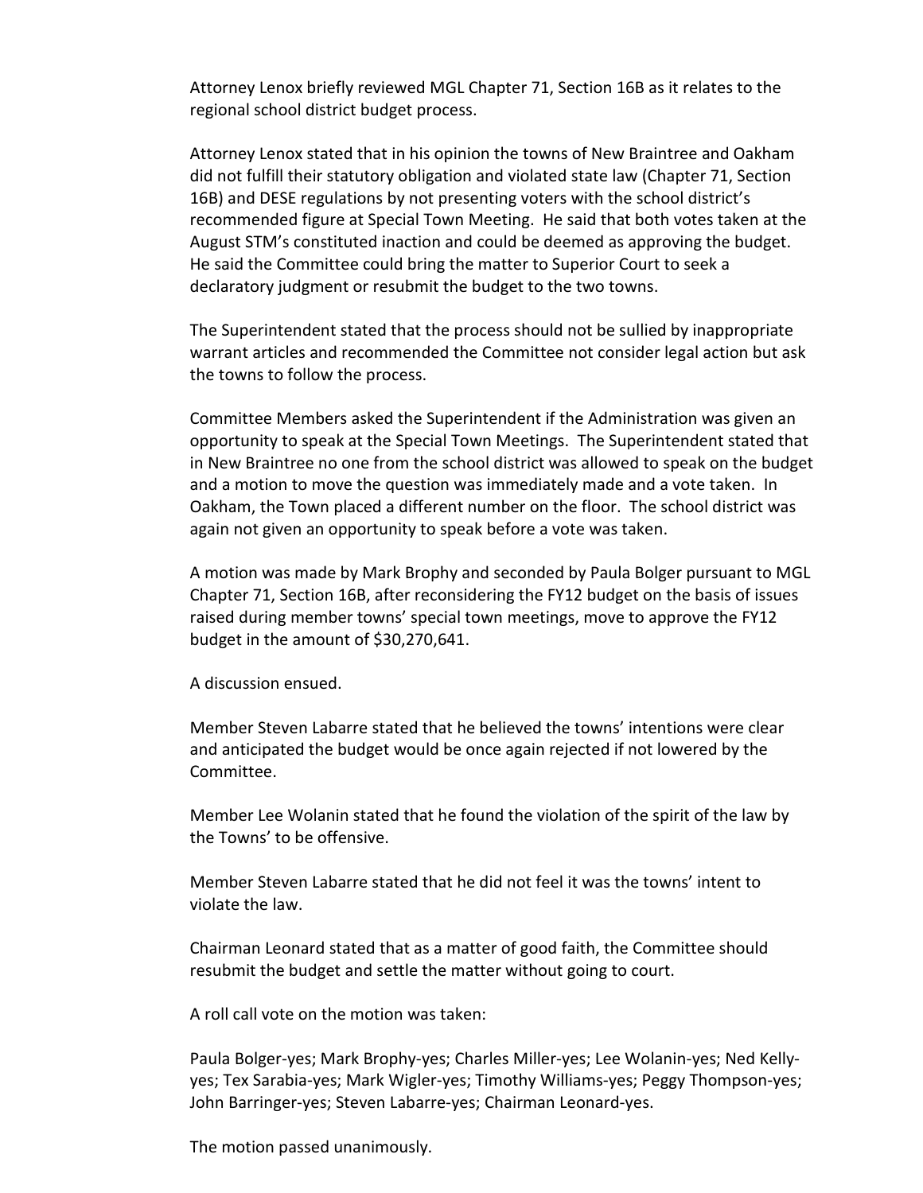Attorney Lenox briefly reviewed MGL Chapter 71, Section 16B as it relates to the regional school district budget process.

Attorney Lenox stated that in his opinion the towns of New Braintree and Oakham did not fulfill their statutory obligation and violated state law (Chapter 71, Section 16B) and DESE regulations by not presenting voters with the school district's recommended figure at Special Town Meeting. He said that both votes taken at the August STM's constituted inaction and could be deemed as approving the budget. He said the Committee could bring the matter to Superior Court to seek a declaratory judgment or resubmit the budget to the two towns.

The Superintendent stated that the process should not be sullied by inappropriate warrant articles and recommended the Committee not consider legal action but ask the towns to follow the process.

Committee Members asked the Superintendent if the Administration was given an opportunity to speak at the Special Town Meetings. The Superintendent stated that in New Braintree no one from the school district was allowed to speak on the budget and a motion to move the question was immediately made and a vote taken. In Oakham, the Town placed a different number on the floor. The school district was again not given an opportunity to speak before a vote was taken.

A motion was made by Mark Brophy and seconded by Paula Bolger pursuant to MGL Chapter 71, Section 16B, after reconsidering the FY12 budget on the basis of issues raised during member towns' special town meetings, move to approve the FY12 budget in the amount of $30,270,641.

A discussion ensued.

Member Steven Labarre stated that he believed the towns' intentions were clear and anticipated the budget would be once again rejected if not lowered by the Committee.

Member Lee Wolanin stated that he found the violation of the spirit of the law by the Towns' to be offensive.

Member Steven Labarre stated that he did not feel it was the towns' intent to violate the law.

Chairman Leonard stated that as a matter of good faith, the Committee should resubmit the budget and settle the matter without going to court.

A roll call vote on the motion was taken:

Paula Bolger-yes; Mark Brophy-yes; Charles Miller-yes; Lee Wolanin-yes; Ned Kelly-yes; Tex Sarabia-yes; Mark Wigler-yes; Timothy Williams-yes; Peggy Thompson-yes; John Barringer-yes; Steven Labarre-yes; Chairman Leonard-yes.

The motion passed unanimously.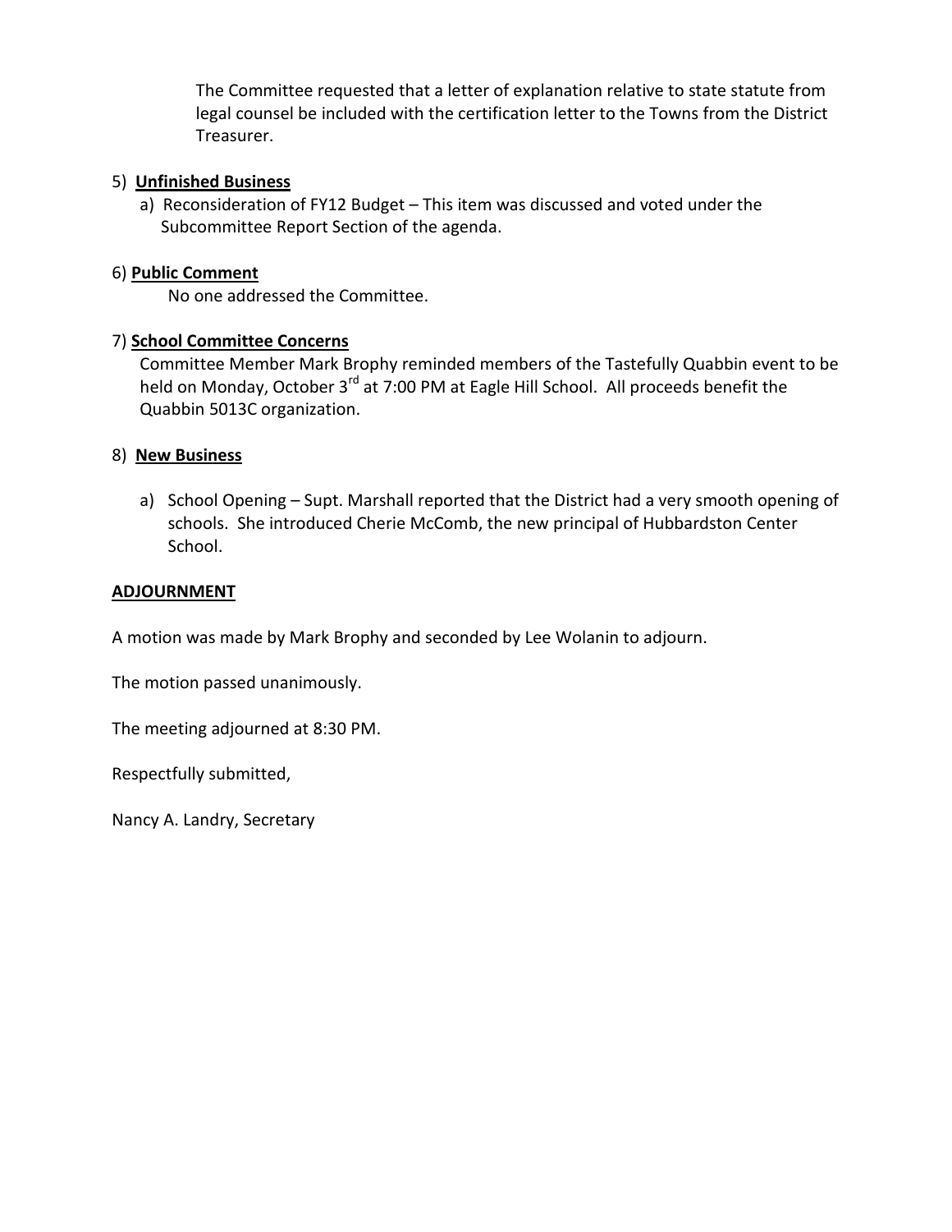The Committee requested that a letter of explanation relative to state statute from legal counsel be included with the certification letter to the Towns from the District Treasurer.

5) **Unfinished Business**

a) Reconsideration of FY12 Budget – This item was discussed and voted under the Subcommittee Report Section of the agenda.

6) **Public Comment**

No one addressed the Committee.

7) **School Committee Concerns**

Committee Member Mark Brophy reminded members of the Tastefully Quabbin event to be held on Monday, October 3rd at 7:00 PM at Eagle Hill School. All proceeds benefit the Quabbin 5013C organization.

8) **New Business**

a) School Opening – Supt. Marshall reported that the District had a very smooth opening of schools. She introduced Cherie McComb, the new principal of Hubbardston Center School.

**ADJOURNMENT**

A motion was made by Mark Brophy and seconded by Lee Wolanin to adjourn.

The motion passed unanimously.

The meeting adjourned at 8:30 PM.

Respectfully submitted,

Nancy A. Landry, Secretary